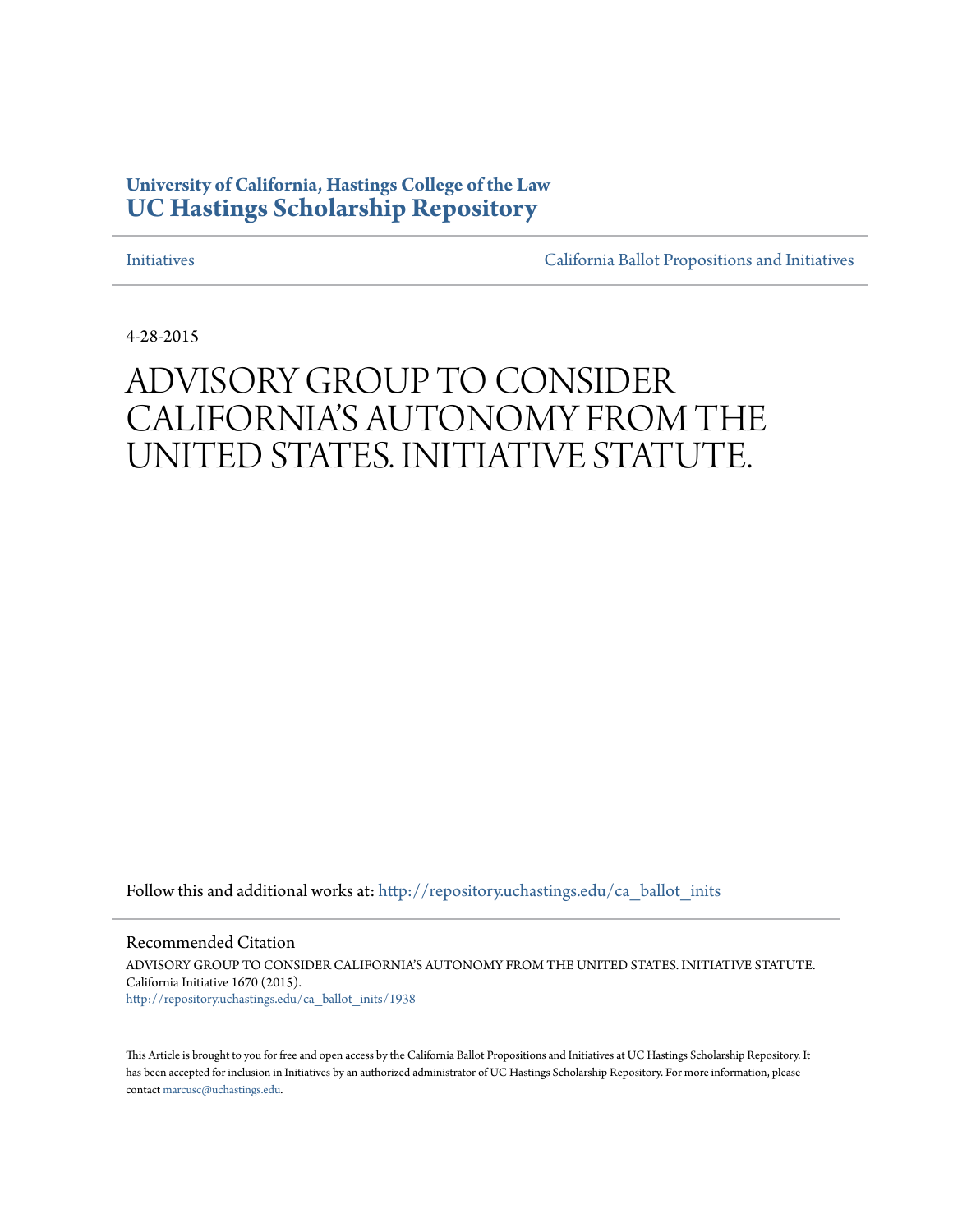**University of California, Hastings College of the Law**
**UC Hastings Scholarship Repository**

Initiatives | California Ballot Propositions and Initiatives

4-28-2015

# ADVISORY GROUP TO CONSIDER CALIFORNIA'S AUTONOMY FROM THE UNITED STATES. INITIATIVE STATUTE.

Follow this and additional works at: http://repository.uchastings.edu/ca_ballot_inits

Recommended Citation

ADVISORY GROUP TO CONSIDER CALIFORNIA'S AUTONOMY FROM THE UNITED STATES. INITIATIVE STATUTE. California Initiative 1670 (2015).
http://repository.uchastings.edu/ca_ballot_inits/1938

This Article is brought to you for free and open access by the California Ballot Propositions and Initiatives at UC Hastings Scholarship Repository. It has been accepted for inclusion in Initiatives by an authorized administrator of UC Hastings Scholarship Repository. For more information, please contact marcusc@uchastings.edu.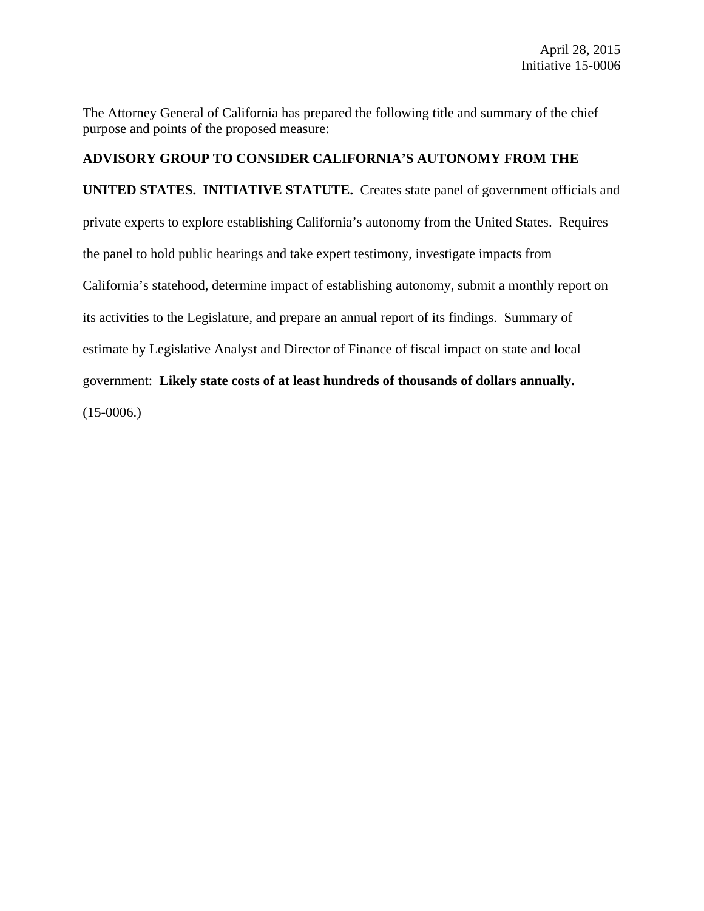April 28, 2015
Initiative 15-0006

The Attorney General of California has prepared the following title and summary of the chief purpose and points of the proposed measure:

**ADVISORY GROUP TO CONSIDER CALIFORNIA'S AUTONOMY FROM THE UNITED STATES. INITIATIVE STATUTE.** Creates state panel of government officials and private experts to explore establishing California's autonomy from the United States. Requires the panel to hold public hearings and take expert testimony, investigate impacts from California's statehood, determine impact of establishing autonomy, submit a monthly report on its activities to the Legislature, and prepare an annual report of its findings. Summary of estimate by Legislative Analyst and Director of Finance of fiscal impact on state and local government: **Likely state costs of at least hundreds of thousands of dollars annually.** (15-0006.)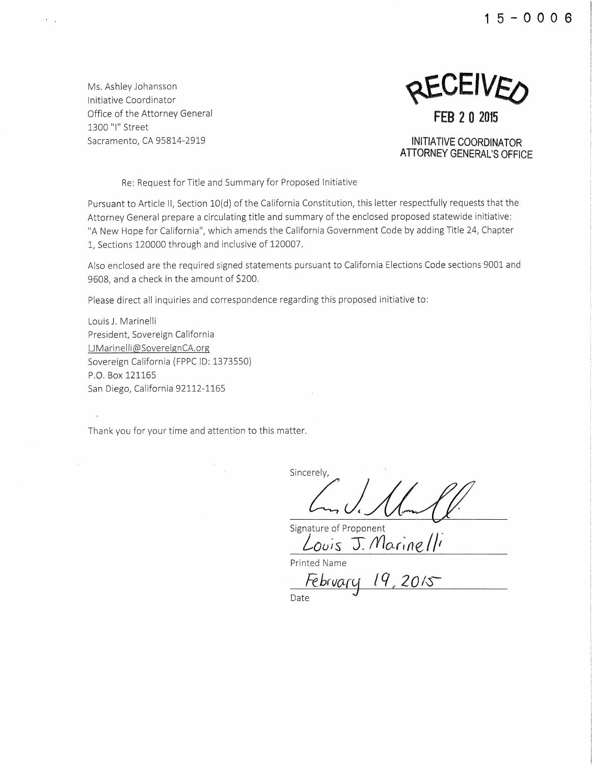15-0006

Ms. Ashley Johansson
Initiative Coordinator
Office of the Attorney General
1300 "I" Street
Sacramento, CA 95814-2919

RECEIVED
FEB 20 2015
INITIATIVE COORDINATOR
ATTORNEY GENERAL'S OFFICE

Re: Request for Title and Summary for Proposed Initiative

Pursuant to Article II, Section 10(d) of the California Constitution, this letter respectfully requests that the Attorney General prepare a circulating title and summary of the enclosed proposed statewide initiative: "A New Hope for California", which amends the California Government Code by adding Title 24, Chapter 1, Sections 120000 through and inclusive of 120007.

Also enclosed are the required signed statements pursuant to California Elections Code sections 9001 and 9608, and a check in the amount of $200.

Please direct all inquiries and correspondence regarding this proposed initiative to:

Louis J. Marinelli
President, Sovereign California
LJMarinelli@SovereignCA.org
Sovereign California (FPPC ID: 1373550)
P.O. Box 121165
San Diego, California 92112-1165

Thank you for your time and attention to this matter.

Sincerely,

[Signature]
Signature of Proponent

Louis J. Marinelli
Printed Name

February 19, 2015
Date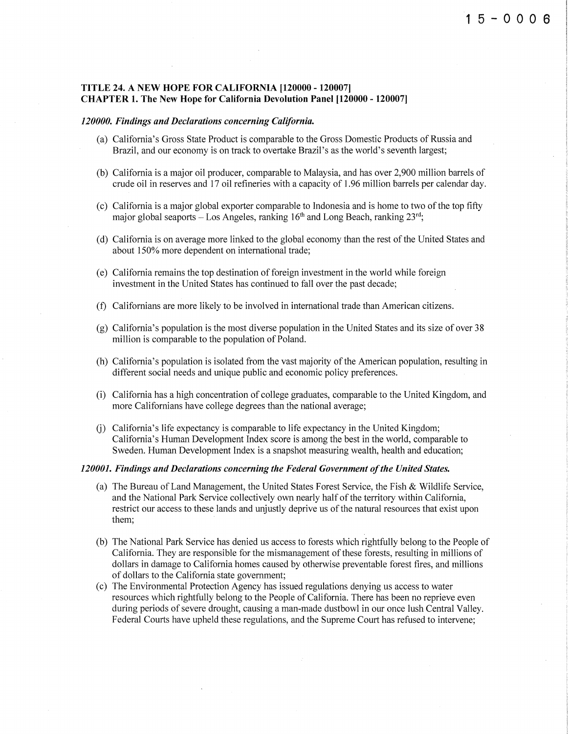15-0006

**TITLE 24. A NEW HOPE FOR CALIFORNIA [120000 - 120007]**
**CHAPTER 1. The New Hope for California Devolution Panel [120000 - 120007]**

***120000. Findings and Declarations concerning California.***

(a) California's Gross State Product is comparable to the Gross Domestic Products of Russia and Brazil, and our economy is on track to overtake Brazil's as the world's seventh largest;

(b) California is a major oil producer, comparable to Malaysia, and has over 2,900 million barrels of crude oil in reserves and 17 oil refineries with a capacity of 1.96 million barrels per calendar day.

(c) California is a major global exporter comparable to Indonesia and is home to two of the top fifty major global seaports – Los Angeles, ranking 16th and Long Beach, ranking 23rd;

(d) California is on average more linked to the global economy than the rest of the United States and about 150% more dependent on international trade;

(e) California remains the top destination of foreign investment in the world while foreign investment in the United States has continued to fall over the past decade;

(f) Californians are more likely to be involved in international trade than American citizens.

(g) California's population is the most diverse population in the United States and its size of over 38 million is comparable to the population of Poland.

(h) California's population is isolated from the vast majority of the American population, resulting in different social needs and unique public and economic policy preferences.

(i) California has a high concentration of college graduates, comparable to the United Kingdom, and more Californians have college degrees than the national average;

(j) California's life expectancy is comparable to life expectancy in the United Kingdom; California's Human Development Index score is among the best in the world, comparable to Sweden. Human Development Index is a snapshot measuring wealth, health and education;

***120001. Findings and Declarations concerning the Federal Government of the United States.***

(a) The Bureau of Land Management, the United States Forest Service, the Fish & Wildlife Service, and the National Park Service collectively own nearly half of the territory within California, restrict our access to these lands and unjustly deprive us of the natural resources that exist upon them;

(b) The National Park Service has denied us access to forests which rightfully belong to the People of California. They are responsible for the mismanagement of these forests, resulting in millions of dollars in damage to California homes caused by otherwise preventable forest fires, and millions of dollars to the California state government;

(c) The Environmental Protection Agency has issued regulations denying us access to water resources which rightfully belong to the People of California. There has been no reprieve even during periods of severe drought, causing a man-made dustbowl in our once lush Central Valley. Federal Courts have upheld these regulations, and the Supreme Court has refused to intervene;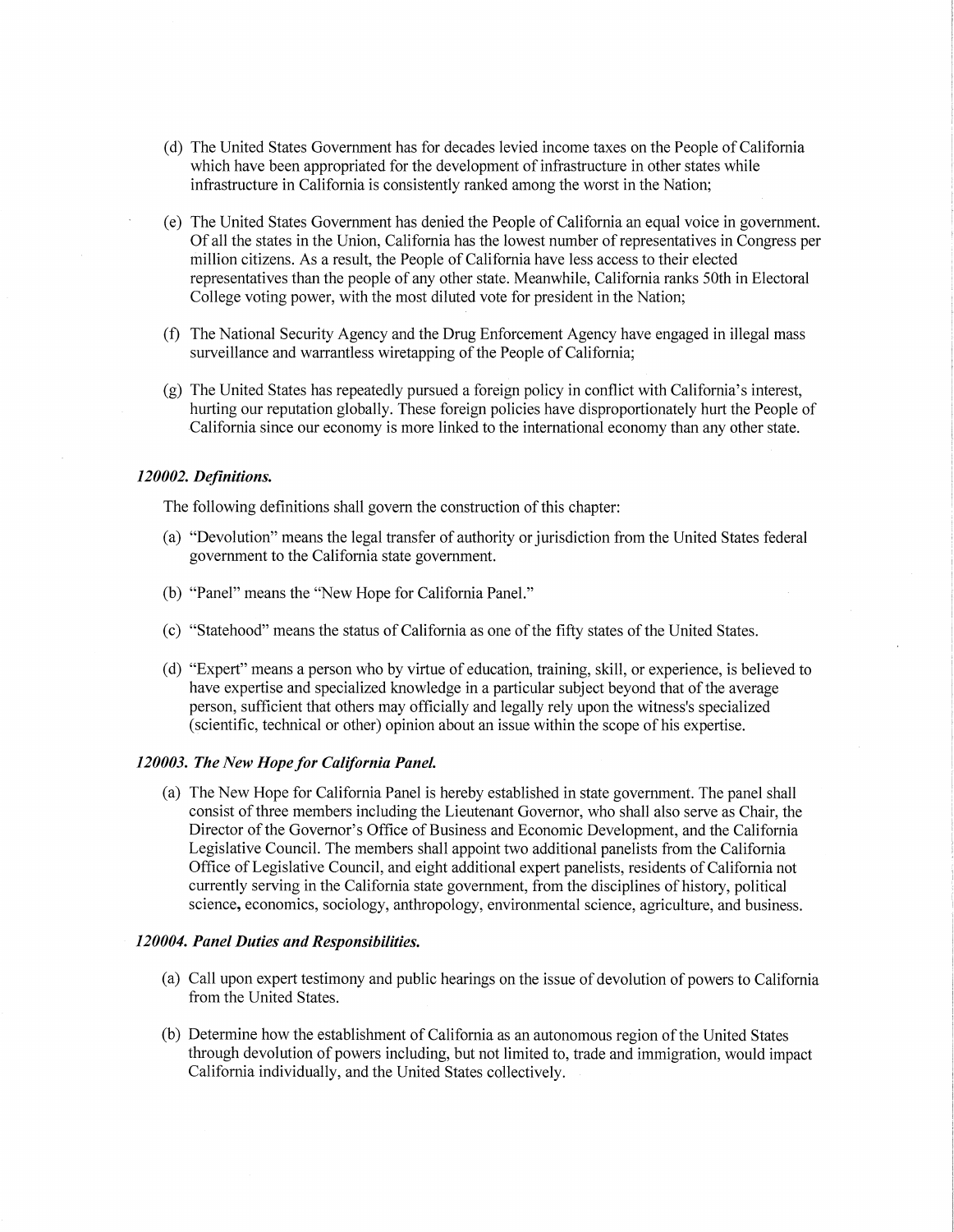(d) The United States Government has for decades levied income taxes on the People of California which have been appropriated for the development of infrastructure in other states while infrastructure in California is consistently ranked among the worst in the Nation;

(e) The United States Government has denied the People of California an equal voice in government. Of all the states in the Union, California has the lowest number of representatives in Congress per million citizens. As a result, the People of California have less access to their elected representatives than the people of any other state. Meanwhile, California ranks 50th in Electoral College voting power, with the most diluted vote for president in the Nation;

(f) The National Security Agency and the Drug Enforcement Agency have engaged in illegal mass surveillance and warrantless wiretapping of the People of California;

(g) The United States has repeatedly pursued a foreign policy in conflict with California's interest, hurting our reputation globally. These foreign policies have disproportionately hurt the People of California since our economy is more linked to the international economy than any other state.

***120002. Definitions.***

The following definitions shall govern the construction of this chapter:

(a) "Devolution" means the legal transfer of authority or jurisdiction from the United States federal government to the California state government.

(b) "Panel" means the "New Hope for California Panel."

(c) "Statehood" means the status of California as one of the fifty states of the United States.

(d) "Expert" means a person who by virtue of education, training, skill, or experience, is believed to have expertise and specialized knowledge in a particular subject beyond that of the average person, sufficient that others may officially and legally rely upon the witness's specialized (scientific, technical or other) opinion about an issue within the scope of his expertise.

***120003. The New Hope for California Panel.***

(a) The New Hope for California Panel is hereby established in state government. The panel shall consist of three members including the Lieutenant Governor, who shall also serve as Chair, the Director of the Governor's Office of Business and Economic Development, and the California Legislative Council. The members shall appoint two additional panelists from the California Office of Legislative Council, and eight additional expert panelists, residents of California not currently serving in the California state government, from the disciplines of history, political science, economics, sociology, anthropology, environmental science, agriculture, and business.

***120004. Panel Duties and Responsibilities.***

(a) Call upon expert testimony and public hearings on the issue of devolution of powers to California from the United States.

(b) Determine how the establishment of California as an autonomous region of the United States through devolution of powers including, but not limited to, trade and immigration, would impact California individually, and the United States collectively.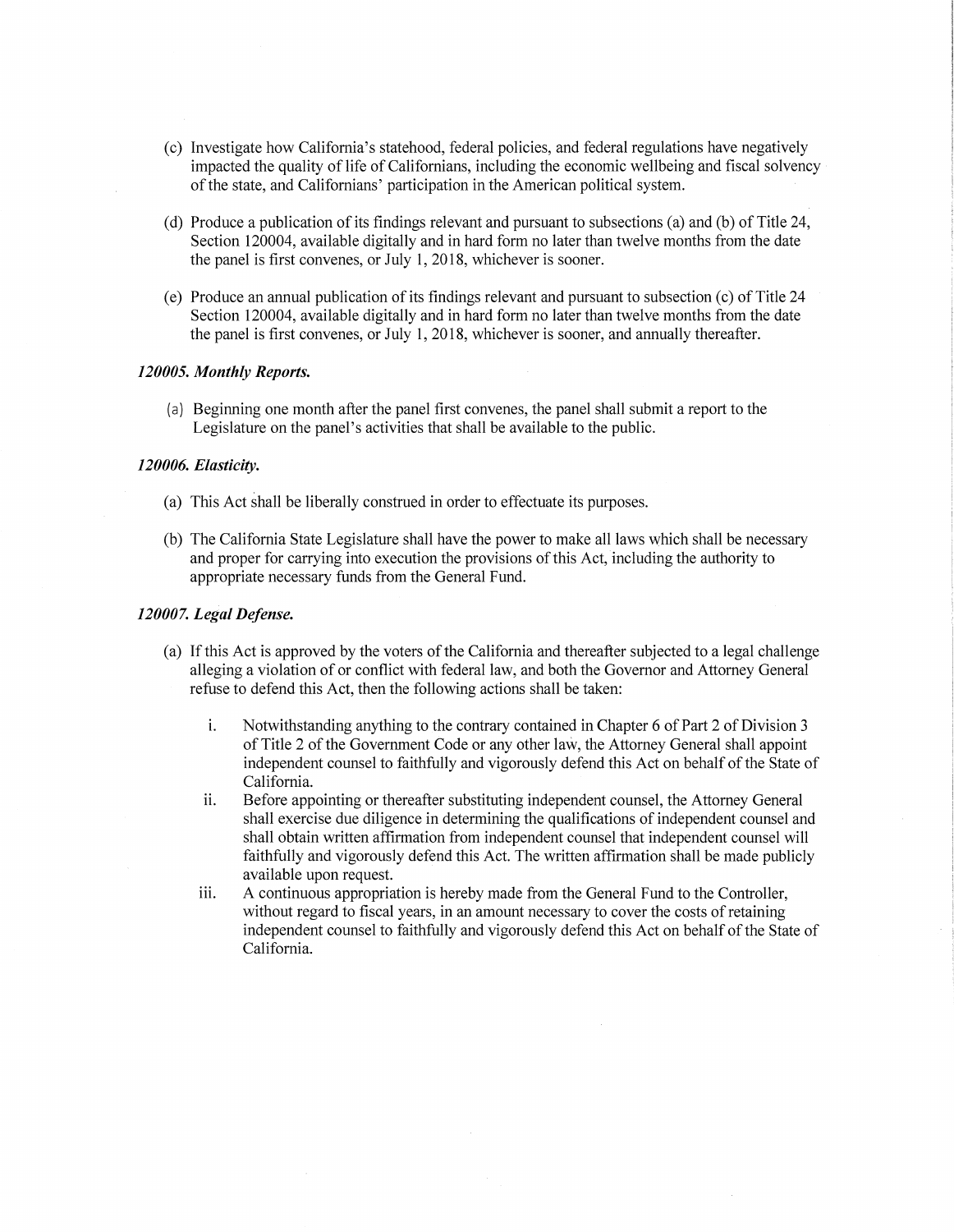(c) Investigate how California's statehood, federal policies, and federal regulations have negatively impacted the quality of life of Californians, including the economic wellbeing and fiscal solvency of the state, and Californians' participation in the American political system.

(d) Produce a publication of its findings relevant and pursuant to subsections (a) and (b) of Title 24, Section 120004, available digitally and in hard form no later than twelve months from the date the panel is first convenes, or July 1, 2018, whichever is sooner.

(e) Produce an annual publication of its findings relevant and pursuant to subsection (c) of Title 24 Section 120004, available digitally and in hard form no later than twelve months from the date the panel is first convenes, or July 1, 2018, whichever is sooner, and annually thereafter.

***120005. Monthly Reports.***

(a) Beginning one month after the panel first convenes, the panel shall submit a report to the Legislature on the panel's activities that shall be available to the public.

***120006. Elasticity.***

(a) This Act shall be liberally construed in order to effectuate its purposes.

(b) The California State Legislature shall have the power to make all laws which shall be necessary and proper for carrying into execution the provisions of this Act, including the authority to appropriate necessary funds from the General Fund.

***120007. Legal Defense.***

(a) If this Act is approved by the voters of the California and thereafter subjected to a legal challenge alleging a violation of or conflict with federal law, and both the Governor and Attorney General refuse to defend this Act, then the following actions shall be taken:

   i. Notwithstanding anything to the contrary contained in Chapter 6 of Part 2 of Division 3 of Title 2 of the Government Code or any other law, the Attorney General shall appoint independent counsel to faithfully and vigorously defend this Act on behalf of the State of California.

   ii. Before appointing or thereafter substituting independent counsel, the Attorney General shall exercise due diligence in determining the qualifications of independent counsel and shall obtain written affirmation from independent counsel that independent counsel will faithfully and vigorously defend this Act. The written affirmation shall be made publicly available upon request.

   iii. A continuous appropriation is hereby made from the General Fund to the Controller, without regard to fiscal years, in an amount necessary to cover the costs of retaining independent counsel to faithfully and vigorously defend this Act on behalf of the State of California.